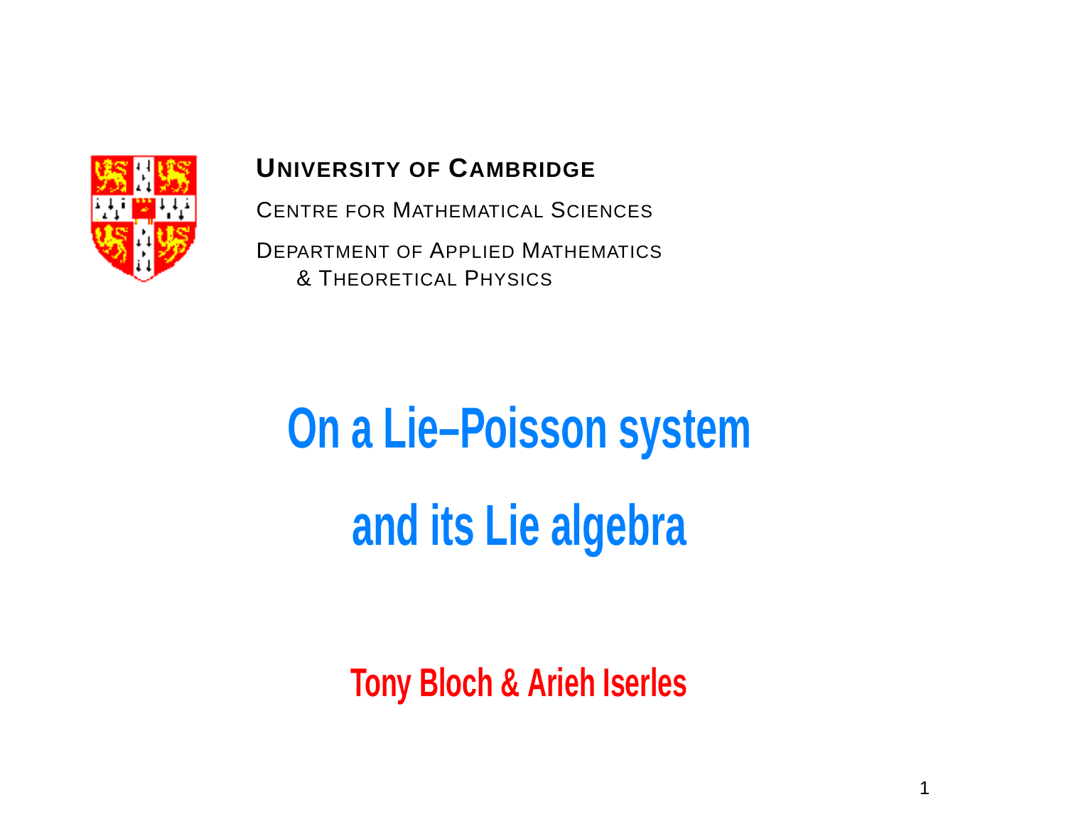**UNIVERSITY OF CAMBRIDGE**

CENTRE FOR MATHEMATICAL SCIENCES

DEPARTMENT OF APPLIED MATHEMATICS
& THEORETICAL PHYSICS

# On a Lie–Poisson system and its Lie algebra

**Tony Bloch & Arieh Iserles**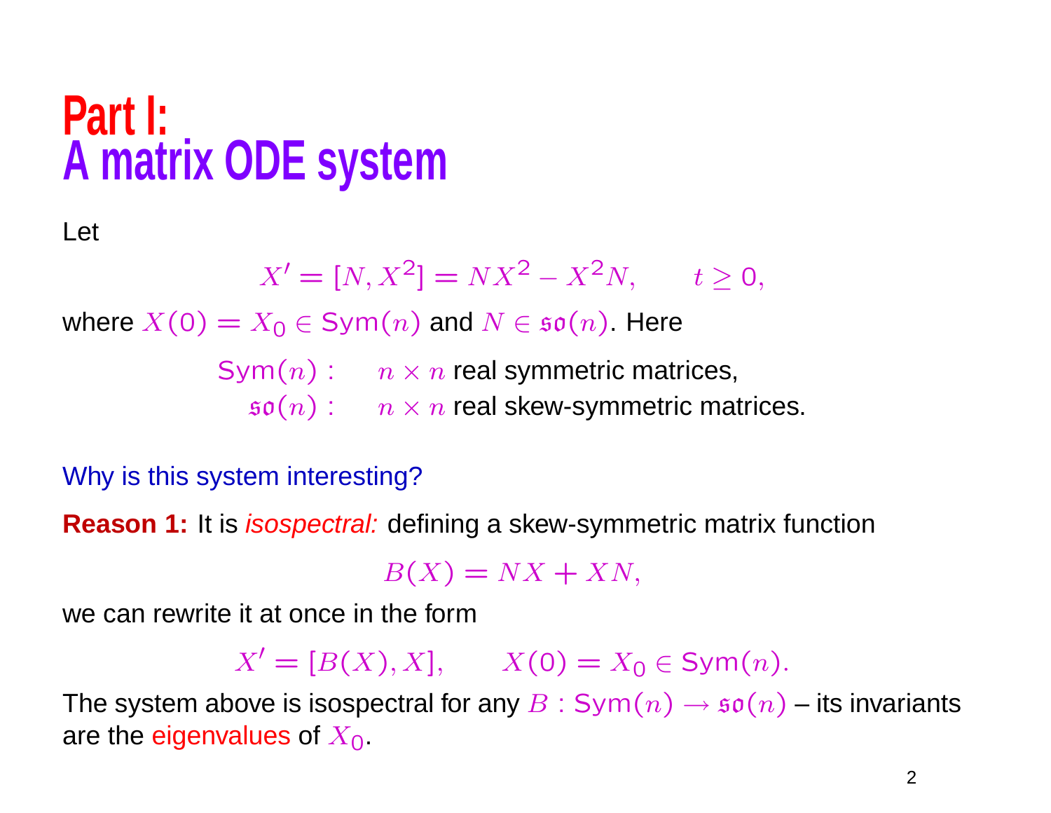# Part I:
# A matrix ODE system

Let

$$X' = [N, X^2] = NX^2 - X^2 N, \qquad t \geq 0,$$

where $X(0) = X_0 \in \mathrm{Sym}(n)$ and $N \in \mathfrak{so}(n)$. Here

$$\begin{aligned} \mathrm{Sym}(n): &\quad n \times n \text{ real symmetric matrices,} \\ \mathfrak{so}(n): &\quad n \times n \text{ real skew-symmetric matrices.} \end{aligned}$$

Why is this system interesting?

**Reason 1:** It is *isospectral:* defining a skew-symmetric matrix function

$$B(X) = NX + XN,$$

we can rewrite it at once in the form

$$X' = [B(X), X], \qquad X(0) = X_0 \in \mathrm{Sym}(n).$$

The system above is isospectral for any $B : \mathrm{Sym}(n) \to \mathfrak{so}(n)$ – its invariants are the eigenvalues of $X_0$.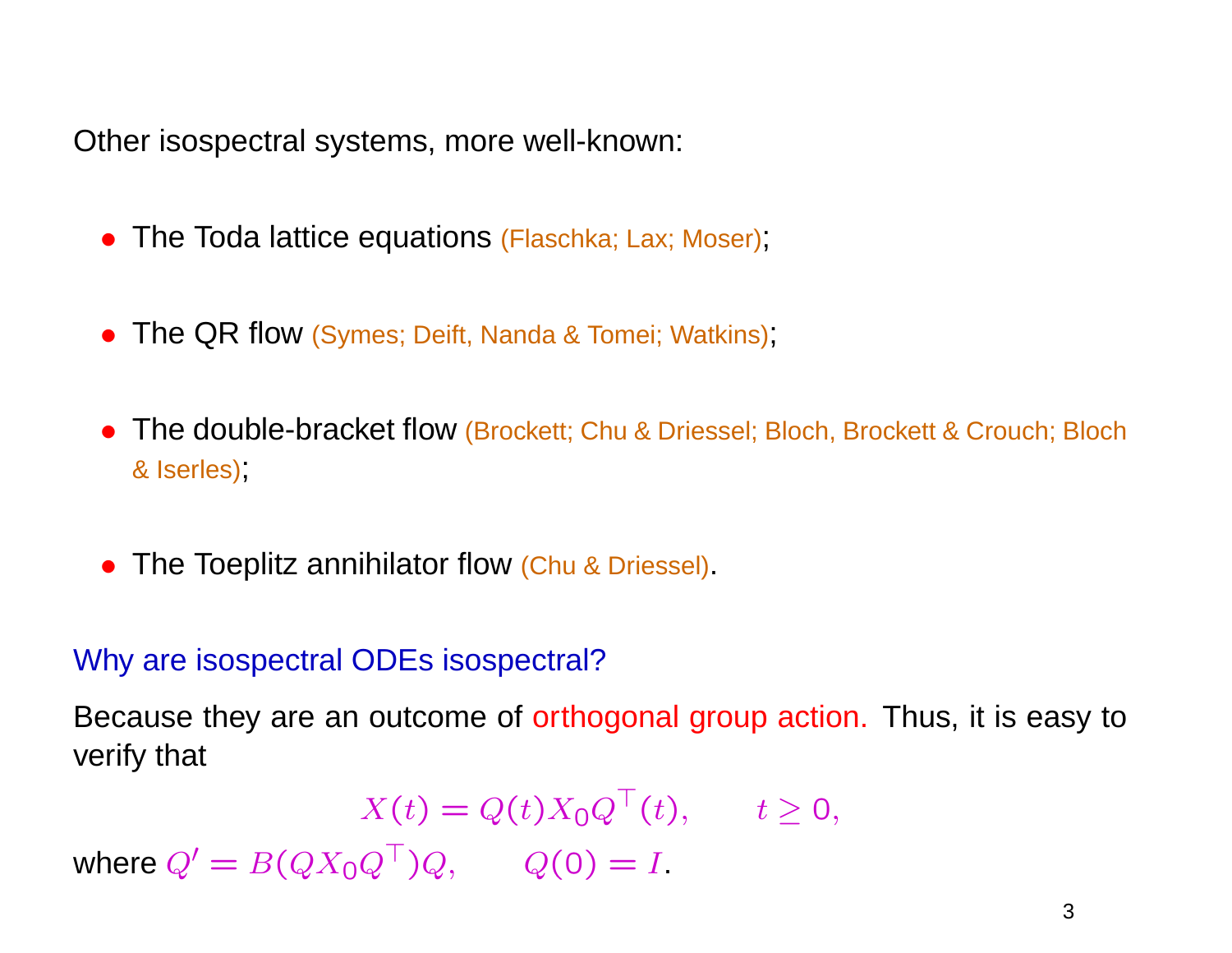Other isospectral systems, more well-known:

- The Toda lattice equations (Flaschka; Lax; Moser);
- The QR flow (Symes; Deift, Nanda & Tomei; Watkins);
- The double-bracket flow (Brockett; Chu & Driessel; Bloch, Brockett & Crouch; Bloch & Iserles);
- The Toeplitz annihilator flow (Chu & Driessel).

Why are isospectral ODEs isospectral?

Because they are an outcome of orthogonal group action. Thus, it is easy to verify that

$$X(t) = Q(t)X_0Q^\top(t), \qquad t \geq 0,$$

where $Q' = B(QX_0Q^\top)Q, \qquad Q(0) = I$.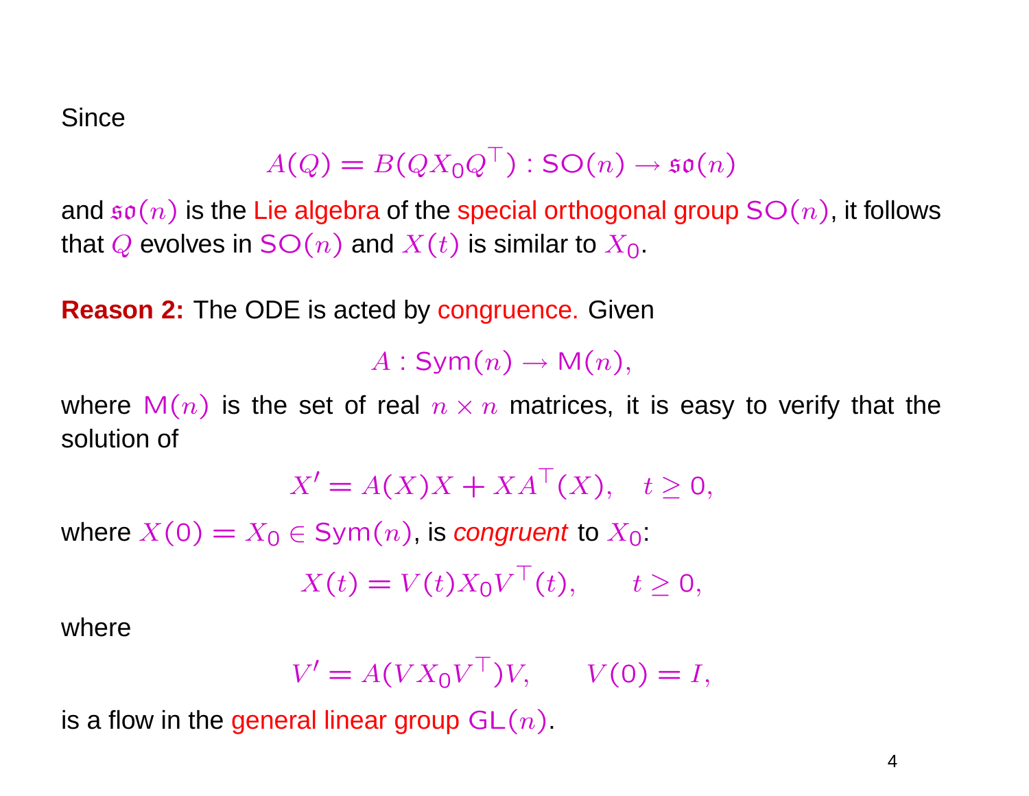Since

$$A(Q) = B(QX_0Q^\top) : \mathsf{SO}(n) \to \mathfrak{so}(n)$$

and $\mathfrak{so}(n)$ is the Lie algebra of the special orthogonal group $\mathsf{SO}(n)$, it follows that $Q$ evolves in $\mathsf{SO}(n)$ and $X(t)$ is similar to $X_0$.

**Reason 2:** The ODE is acted by congruence. Given

$$A : \mathsf{Sym}(n) \to \mathsf{M}(n),$$

where $\mathsf{M}(n)$ is the set of real $n \times n$ matrices, it is easy to verify that the solution of

$$X' = A(X)X + XA^\top(X), \quad t \geq 0,$$

where $X(0) = X_0 \in \mathsf{Sym}(n)$, is *congruent* to $X_0$:

$$X(t) = V(t)X_0V^\top(t), \qquad t \geq 0,$$

where

$$V' = A(VX_0V^\top)V, \qquad V(0) = I,$$

is a flow in the general linear group $\mathsf{GL}(n)$.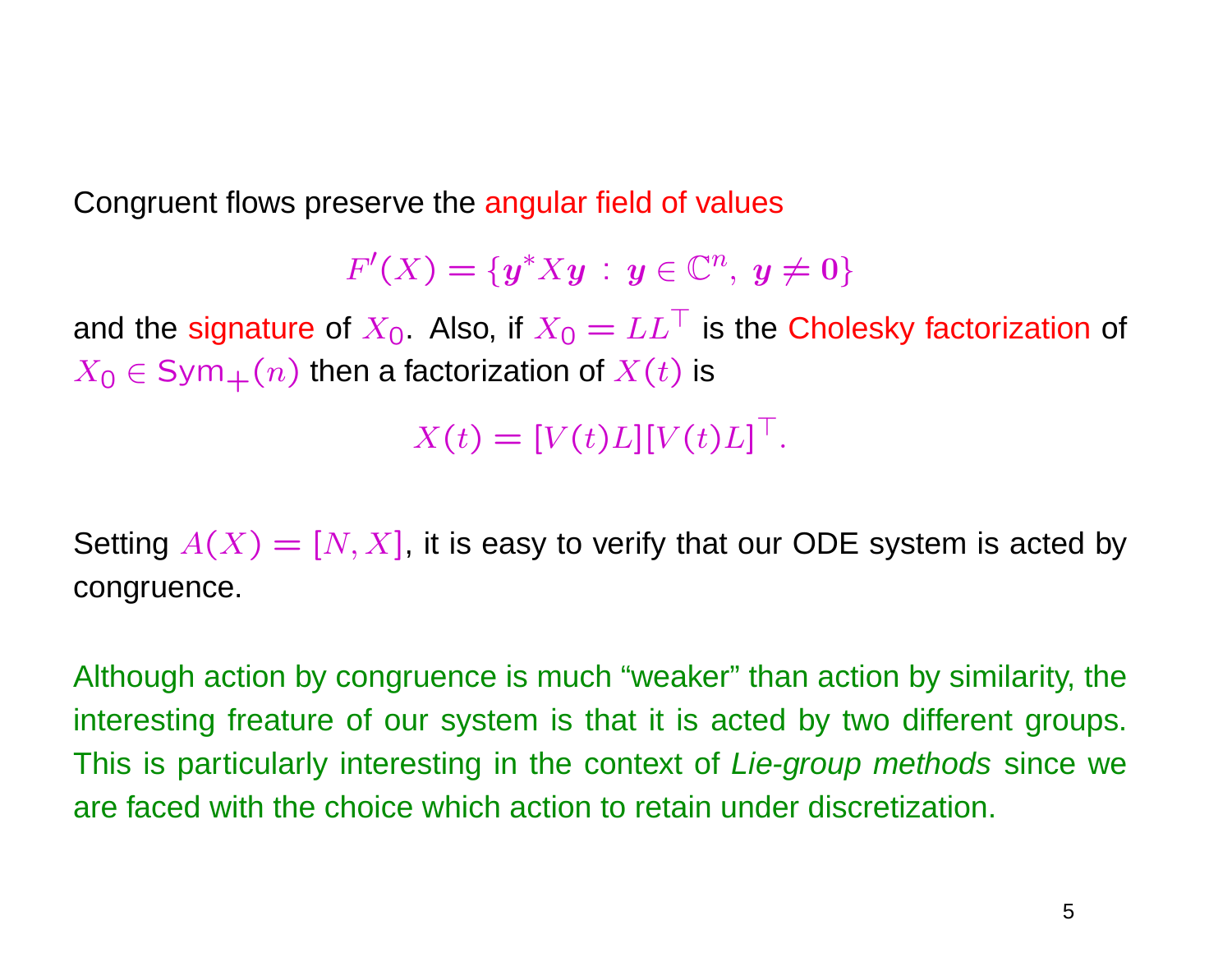Congruent flows preserve the angular field of values

$$F'(X) = \{\boldsymbol{y}^* X \boldsymbol{y} \,:\, \boldsymbol{y} \in \mathbb{C}^n,\ \boldsymbol{y} \neq \boldsymbol{0}\}$$

and the signature of $X_0$. Also, if $X_0 = LL^\top$ is the Cholesky factorization of $X_0 \in \mathsf{Sym}_+(n)$ then a factorization of $X(t)$ is

$$X(t) = [V(t)L][V(t)L]^\top.$$

Setting $A(X) = [N, X]$, it is easy to verify that our ODE system is acted by congruence.

Although action by congruence is much “weaker” than action by similarity, the interesting freature of our system is that it is acted by two different groups. This is particularly interesting in the context of *Lie-group methods* since we are faced with the choice which action to retain under discretization.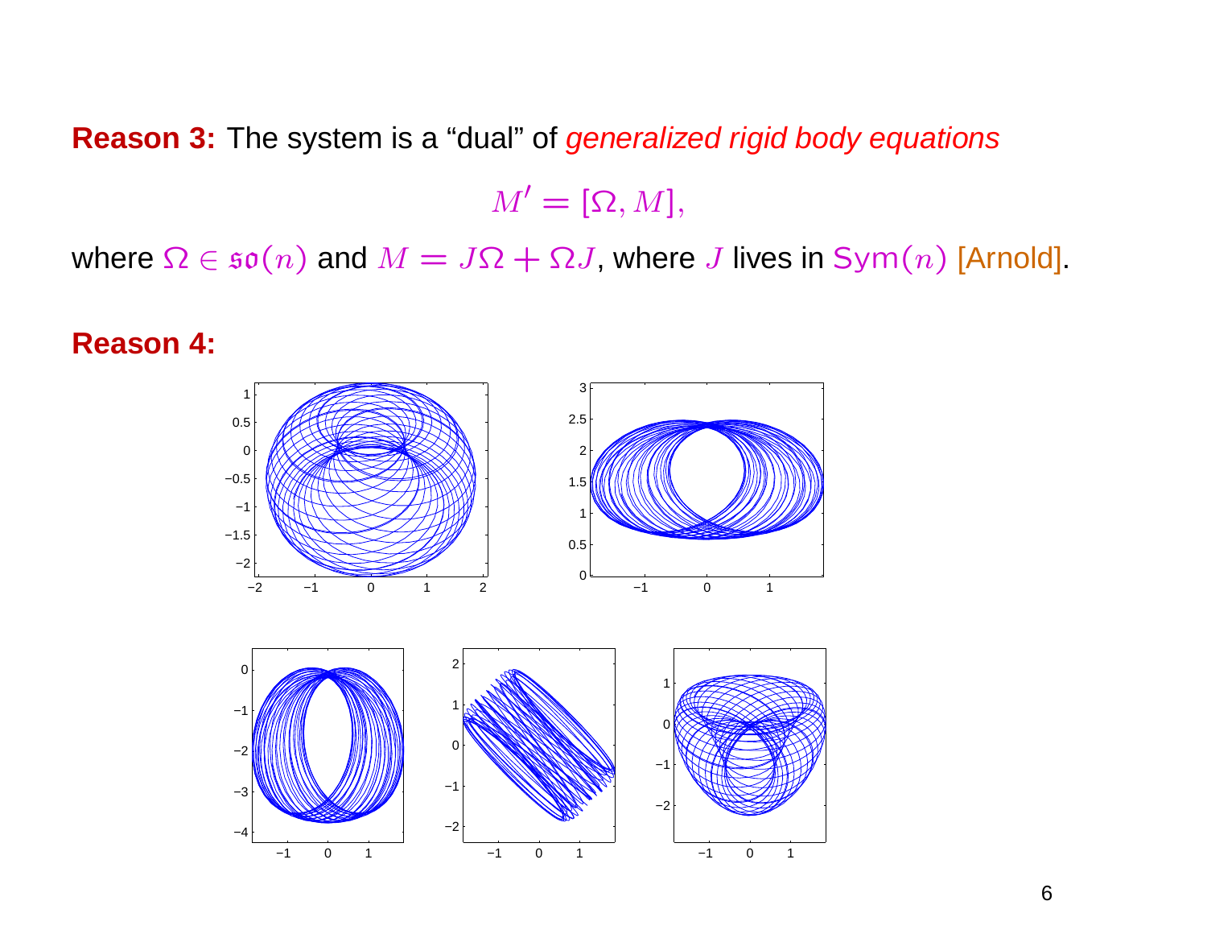**Reason 3:** The system is a "dual" of *generalized rigid body equations*

$$M' = [\Omega, M],$$

where $\Omega \in \mathfrak{so}(n)$ and $M = J\Omega + \Omega J$, where $J$ lives in $\mathrm{Sym}(n)$ [Arnold].

**Reason 4:**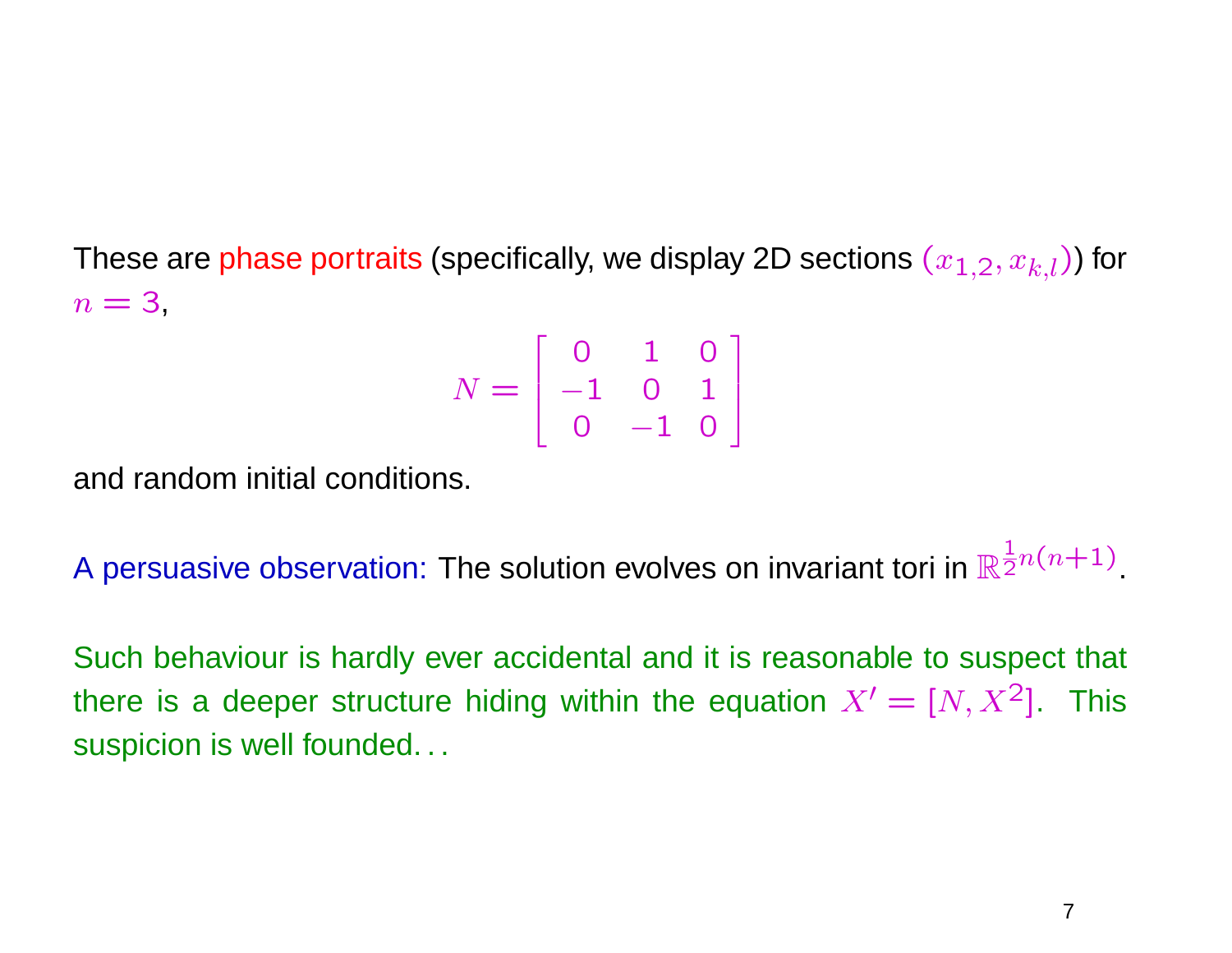These are phase portraits (specifically, we display 2D sections $(x_{1,2}, x_{k,l})$) for $n = 3$,

$$N = \begin{bmatrix} 0 & 1 & 0 \\ -1 & 0 & 1 \\ 0 & -1 & 0 \end{bmatrix}$$

and random initial conditions.

A persuasive observation: The solution evolves on invariant tori in $\mathbb{R}^{\frac{1}{2}n(n+1)}$.

Such behaviour is hardly ever accidental and it is reasonable to suspect that there is a deeper structure hiding within the equation $X' = [N, X^2]$. This suspicion is well founded...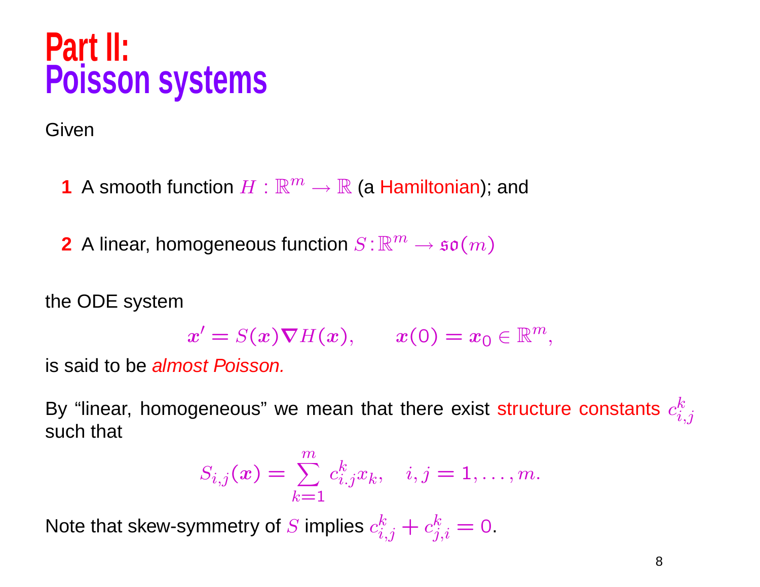# Part II:
# Poisson systems

Given

1. A smooth function $H : \mathbb{R}^m \to \mathbb{R}$ (a Hamiltonian); and
2. A linear, homogeneous function $S : \mathbb{R}^m \to \mathfrak{so}(m)$

the ODE system

$$\boldsymbol{x}' = S(\boldsymbol{x})\boldsymbol{\nabla} H(\boldsymbol{x}), \qquad \boldsymbol{x}(0) = \boldsymbol{x}_0 \in \mathbb{R}^m,$$

is said to be *almost Poisson.*

By "linear, homogeneous" we mean that there exist structure constants $c_{i,j}^k$ such that

$$S_{i,j}(\boldsymbol{x}) = \sum_{k=1}^{m} c_{i.j}^k x_k, \quad i, j = 1, \ldots, m.$$

Note that skew-symmetry of $S$ implies $c_{i,j}^k + c_{j,i}^k = 0$.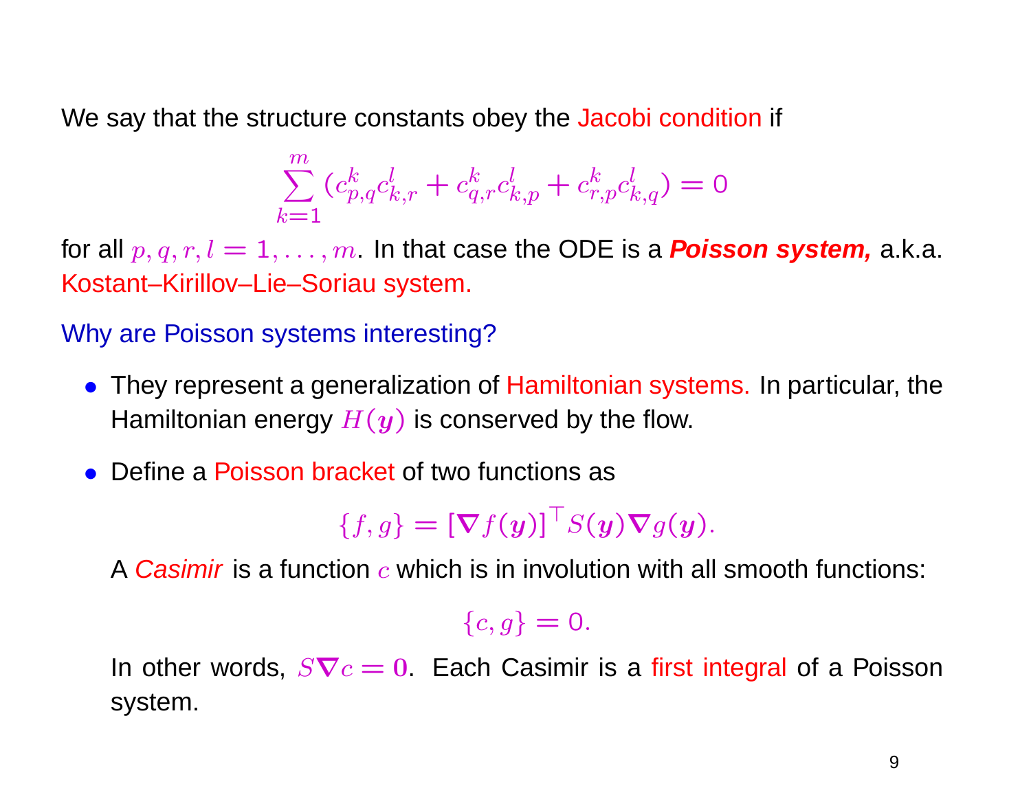We say that the structure constants obey the Jacobi condition if

$$\sum_{k=1}^{m} (c_{p,q}^{k} c_{k,r}^{l} + c_{q,r}^{k} c_{k,p}^{l} + c_{r,p}^{k} c_{k,q}^{l}) = 0$$

for all $p, q, r, l = 1, \ldots, m$. In that case the ODE is a ***Poisson system,*** a.k.a. Kostant–Kirillov–Lie–Soriau system.

Why are Poisson systems interesting?

- They represent a generalization of Hamiltonian systems. In particular, the Hamiltonian energy $H(\boldsymbol{y})$ is conserved by the flow.
- Define a Poisson bracket of two functions as

  $$\{f, g\} = [\boldsymbol{\nabla} f(\boldsymbol{y})]^{\top} S(\boldsymbol{y}) \boldsymbol{\nabla} g(\boldsymbol{y}).$$

  A *Casimir* is a function $c$ which is in involution with all smooth functions:

  $$\{c, g\} = 0.$$

  In other words, $S\boldsymbol{\nabla} c = \boldsymbol{0}$. Each Casimir is a first integral of a Poisson system.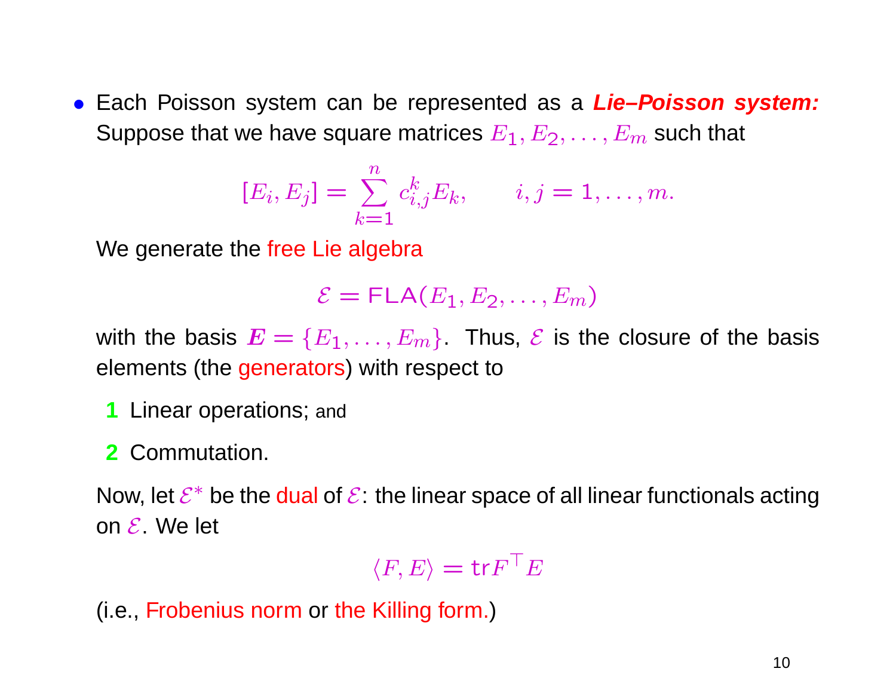- Each Poisson system can be represented as a ***Lie–Poisson system:*** Suppose that we have square matrices $E_1, E_2, \ldots, E_m$ such that

$$[E_i, E_j] = \sum_{k=1}^{n} c_{i,j}^{k} E_k, \qquad i, j = 1, \ldots, m.$$

We generate the free Lie algebra

$$\mathcal{E} = \mathsf{FLA}(E_1, E_2, \ldots, E_m)$$

with the basis $\boldsymbol{E} = \{E_1, \ldots, E_m\}$. Thus, $\mathcal{E}$ is the closure of the basis elements (the generators) with respect to

1. Linear operations; and
2. Commutation.

Now, let $\mathcal{E}^*$ be the dual of $\mathcal{E}$: the linear space of all linear functionals acting on $\mathcal{E}$. We let

$$\langle F, E \rangle = \mathrm{tr} F^\top E$$

(i.e., Frobenius norm or the Killing form.)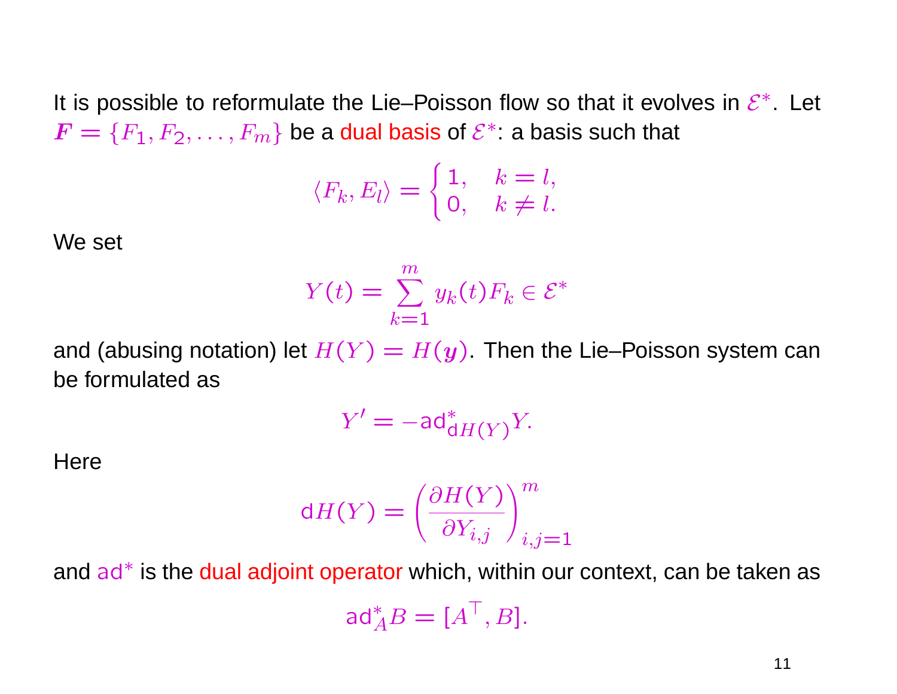It is possible to reformulate the Lie–Poisson flow so that it evolves in $\mathcal{E}^*$. Let $\boldsymbol{F} = \{F_1, F_2, \ldots, F_m\}$ be a dual basis of $\mathcal{E}^*$: a basis such that

$$\langle F_k, E_l \rangle = \begin{cases} 1, & k = l, \\ 0, & k \neq l. \end{cases}$$

We set

$$Y(t) = \sum_{k=1}^{m} y_k(t) F_k \in \mathcal{E}^*$$

and (abusing notation) let $H(Y) = H(\boldsymbol{y})$. Then the Lie–Poisson system can be formulated as

$$Y' = -\mathsf{ad}^*_{\mathsf{d}H(Y)} Y.$$

Here

$$\mathsf{d}H(Y) = \left( \frac{\partial H(Y)}{\partial Y_{i,j}} \right)_{i,j=1}^{m}$$

and $\mathsf{ad}^*$ is the dual adjoint operator which, within our context, can be taken as

$$\mathsf{ad}^*_A B = [A^\top, B].$$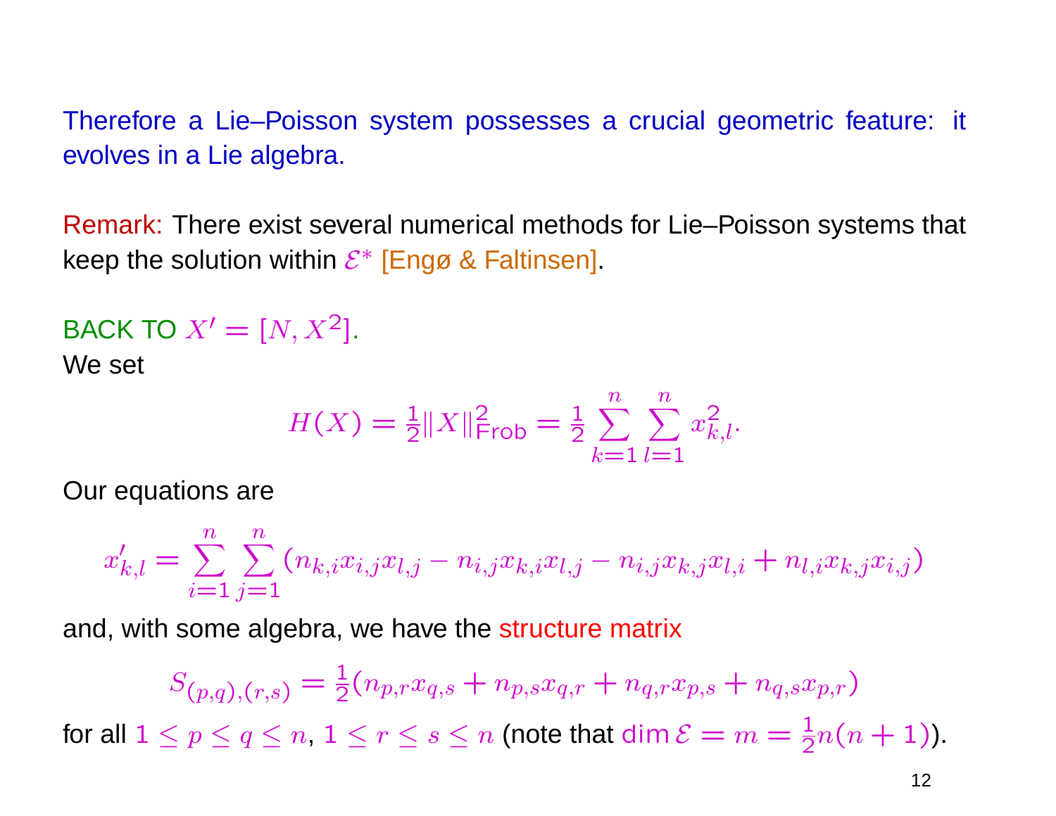Therefore a Lie–Poisson system possesses a crucial geometric feature: it evolves in a Lie algebra.

Remark: There exist several numerical methods for Lie–Poisson systems that keep the solution within $\mathcal{E}^*$ [Engø & Faltinsen].

BACK TO $X' = [N, X^2]$.

We set

$$H(X) = \tfrac{1}{2}\|X\|^2_{\mathrm{Frob}} = \tfrac{1}{2}\sum_{k=1}^{n}\sum_{l=1}^{n} x^2_{k,l}.$$

Our equations are

$$x'_{k,l} = \sum_{i=1}^{n}\sum_{j=1}^{n}(n_{k,i}x_{i,j}x_{l,j} - n_{i,j}x_{k,i}x_{l,j} - n_{i,j}x_{k,j}x_{l,i} + n_{l,i}x_{k,j}x_{i,j})$$

and, with some algebra, we have the structure matrix

$$S_{(p,q),(r,s)} = \tfrac{1}{2}(n_{p,r}x_{q,s} + n_{p,s}x_{q,r} + n_{q,r}x_{p,s} + n_{q,s}x_{p,r})$$

for all $1 \le p \le q \le n$, $1 \le r \le s \le n$ (note that $\dim \mathcal{E} = m = \frac{1}{2}n(n+1)$).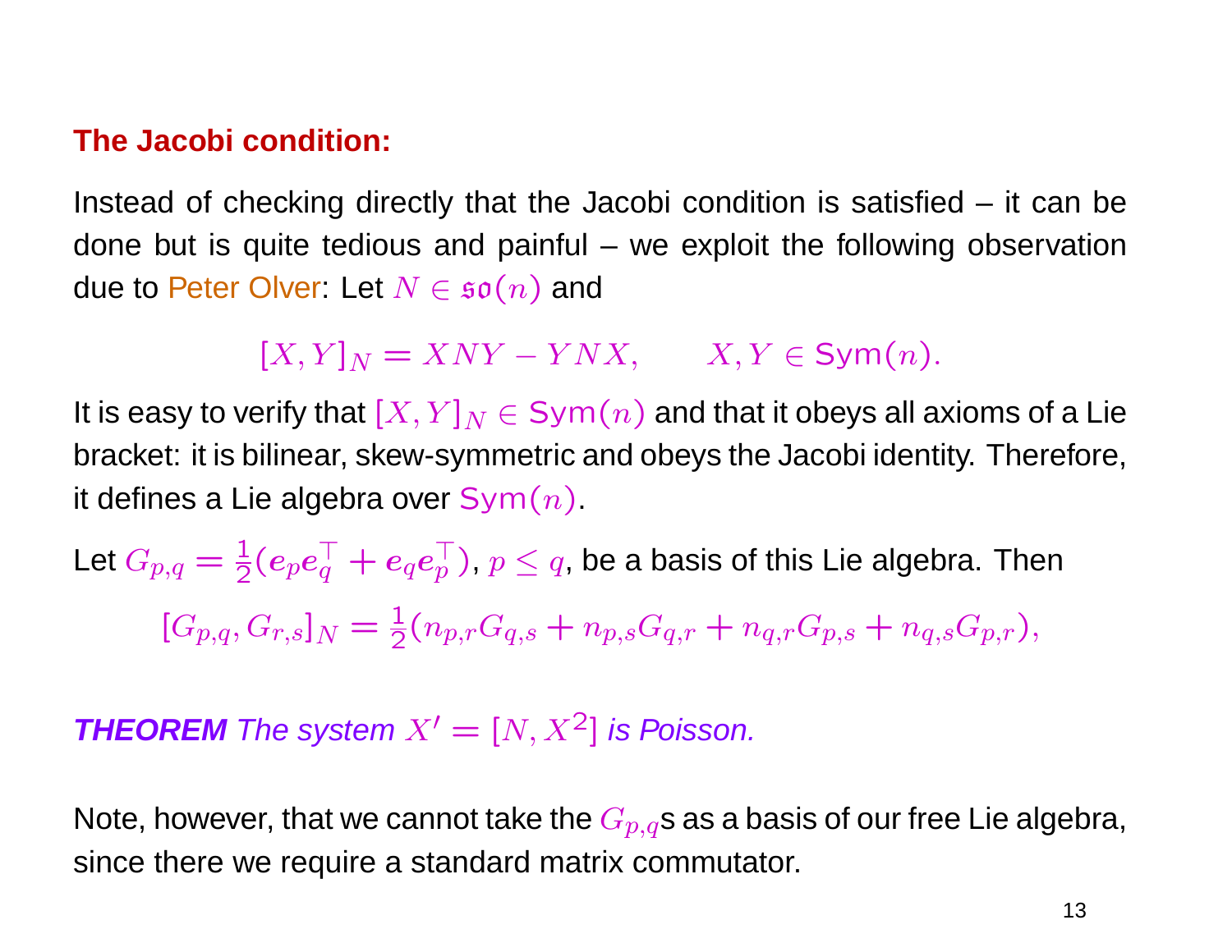## The Jacobi condition:

Instead of checking directly that the Jacobi condition is satisfied – it can be done but is quite tedious and painful – we exploit the following observation due to Peter Olver: Let $N \in \mathfrak{so}(n)$ and

$$[X, Y]_N = XNY - YNX, \qquad X, Y \in \mathrm{Sym}(n).$$

It is easy to verify that $[X, Y]_N \in \mathrm{Sym}(n)$ and that it obeys all axioms of a Lie bracket: it is bilinear, skew-symmetric and obeys the Jacobi identity. Therefore, it defines a Lie algebra over $\mathrm{Sym}(n)$.

Let $G_{p,q} = \frac{1}{2}(\boldsymbol{e}_p \boldsymbol{e}_q^\top + \boldsymbol{e}_q \boldsymbol{e}_p^\top)$, $p \leq q$, be a basis of this Lie algebra. Then

$$[G_{p,q}, G_{r,s}]_N = \tfrac{1}{2}(n_{p,r} G_{q,s} + n_{p,s} G_{q,r} + n_{q,r} G_{p,s} + n_{q,s} G_{p,r}),$$

***THEOREM*** *The system $X' = [N, X^2]$ is Poisson.*

Note, however, that we cannot take the $G_{p,q}$s as a basis of our free Lie algebra, since there we require a standard matrix commutator.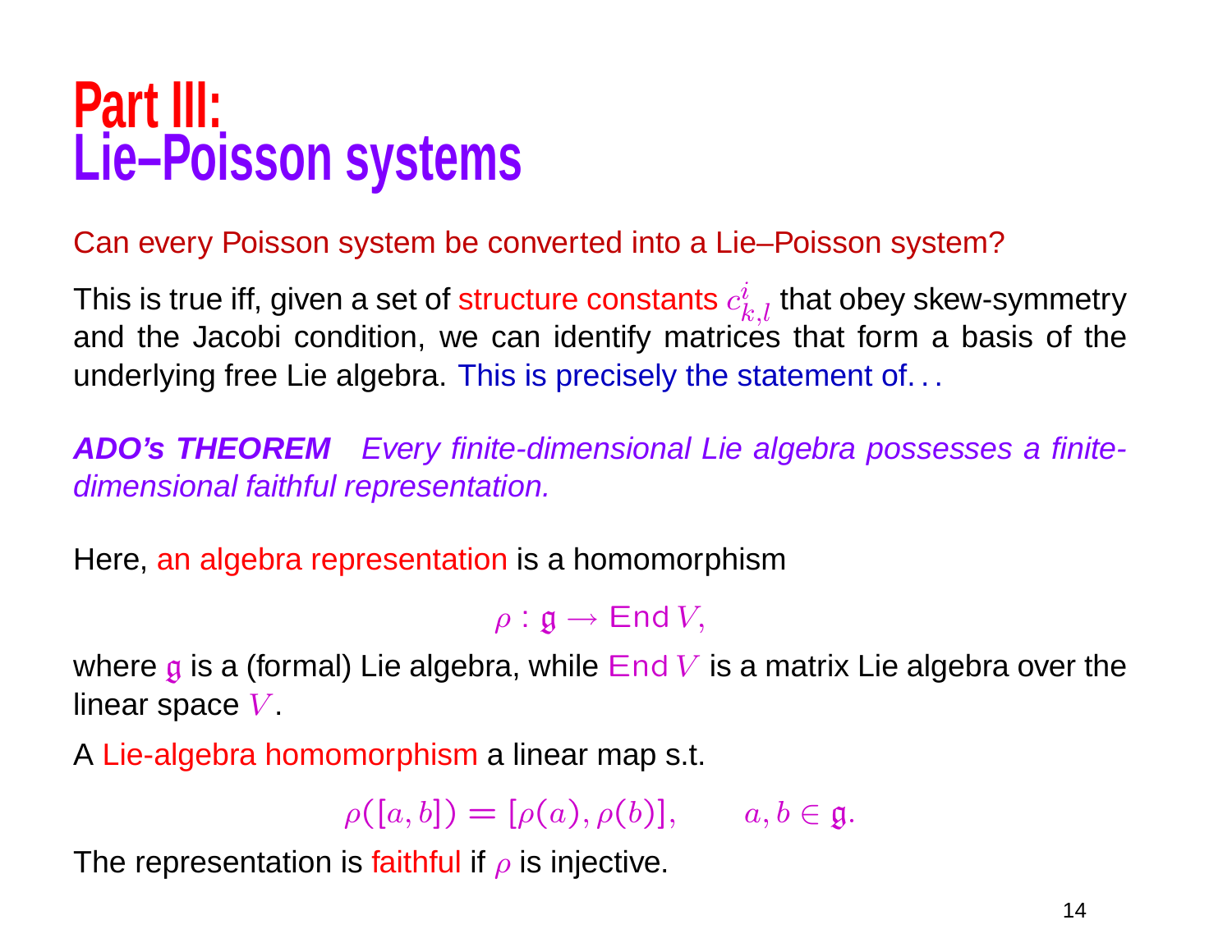# Part III: Lie–Poisson systems

Can every Poisson system be converted into a Lie–Poisson system?

This is true iff, given a set of structure constants $c_{k,l}^{i}$ that obey skew-symmetry and the Jacobi condition, we can identify matrices that form a basis of the underlying free Lie algebra. This is precisely the statement of...

***ADO's THEOREM*** *Every finite-dimensional Lie algebra possesses a finite-dimensional faithful representation.*

Here, an algebra representation is a homomorphism

$$\rho : \mathfrak{g} \to \mathrm{End}\, V,$$

where $\mathfrak{g}$ is a (formal) Lie algebra, while $\mathrm{End}\, V$ is a matrix Lie algebra over the linear space $V$.

A Lie-algebra homomorphism a linear map s.t.

$$\rho([a,b]) = [\rho(a), \rho(b)], \qquad a, b \in \mathfrak{g}.$$

The representation is faithful if $\rho$ is injective.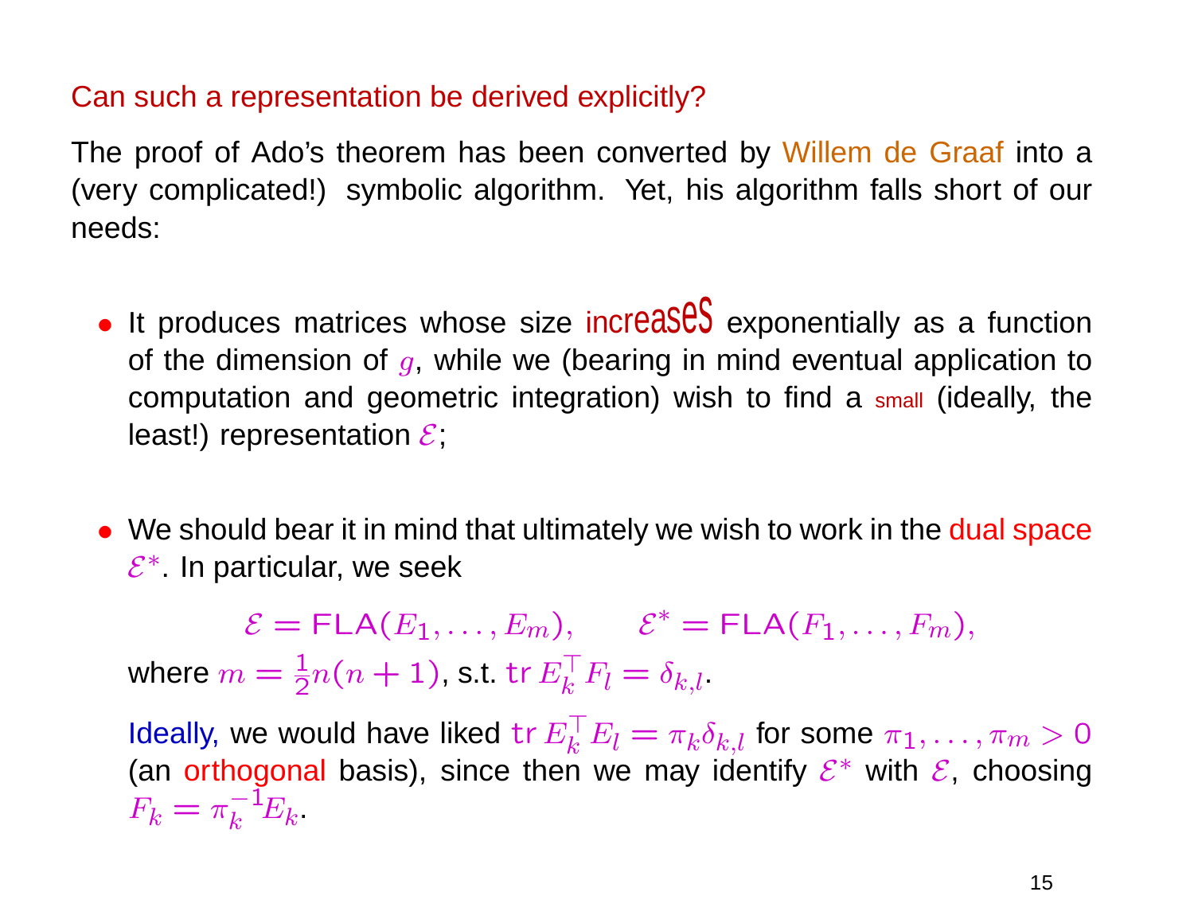## Can such a representation be derived explicitly?

The proof of Ado's theorem has been converted by Willem de Graaf into a (very complicated!) symbolic algorithm. Yet, his algorithm falls short of our needs:

- It produces matrices whose size increases exponentially as a function of the dimension of $g$, while we (bearing in mind eventual application to computation and geometric integration) wish to find a small (ideally, the least!) representation $\mathcal{E}$;

- We should bear it in mind that ultimately we wish to work in the dual space $\mathcal{E}^*$. In particular, we seek

$$\mathcal{E} = \mathsf{FLA}(E_1, \ldots, E_m), \qquad \mathcal{E}^* = \mathsf{FLA}(F_1, \ldots, F_m),$$

  where $m = \frac{1}{2}n(n+1)$, s.t. $\operatorname{tr} E_k^\top F_l = \delta_{k,l}$.

  Ideally, we would have liked $\operatorname{tr} E_k^\top E_l = \pi_k \delta_{k,l}$ for some $\pi_1, \ldots, \pi_m > 0$ (an orthogonal basis), since then we may identify $\mathcal{E}^*$ with $\mathcal{E}$, choosing $F_k = \pi_k^{-1} E_k$.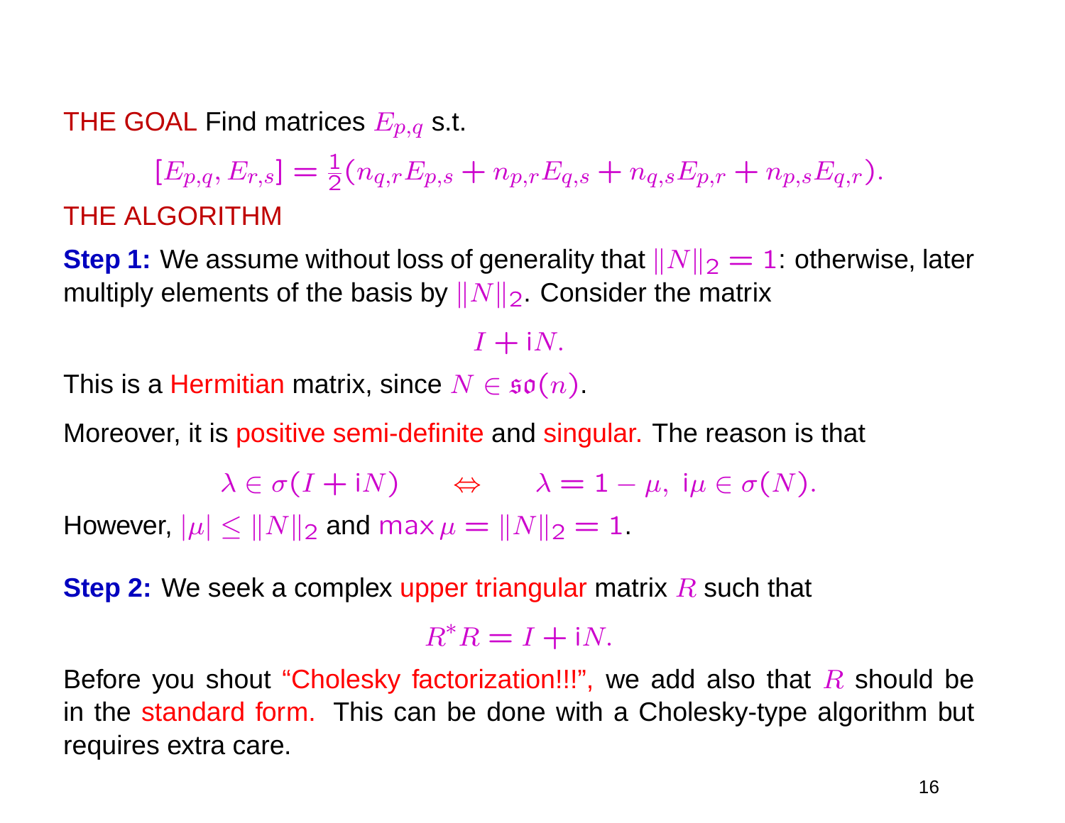THE GOAL Find matrices $E_{p,q}$ s.t.

$$[E_{p,q}, E_{r,s}] = \frac{1}{2}(n_{q,r}E_{p,s} + n_{p,r}E_{q,s} + n_{q,s}E_{p,r} + n_{p,s}E_{q,r}).$$

THE ALGORITHM

**Step 1:** We assume without loss of generality that $\|N\|_2 = 1$: otherwise, later multiply elements of the basis by $\|N\|_2$. Consider the matrix

$$I + \mathrm{i}N.$$

This is a Hermitian matrix, since $N \in \mathfrak{so}(n)$.

Moreover, it is positive semi-definite and singular. The reason is that

$$\lambda \in \sigma(I + \mathrm{i}N) \qquad \Leftrightarrow \qquad \lambda = 1 - \mu,\ \mathrm{i}\mu \in \sigma(N).$$

However, $|\mu| \leq \|N\|_2$ and $\max \mu = \|N\|_2 = 1$.

**Step 2:** We seek a complex upper triangular matrix $R$ such that

$$R^* R = I + \mathrm{i}N.$$

Before you shout "Cholesky factorization!!!", we add also that $R$ should be in the standard form. This can be done with a Cholesky-type algorithm but requires extra care.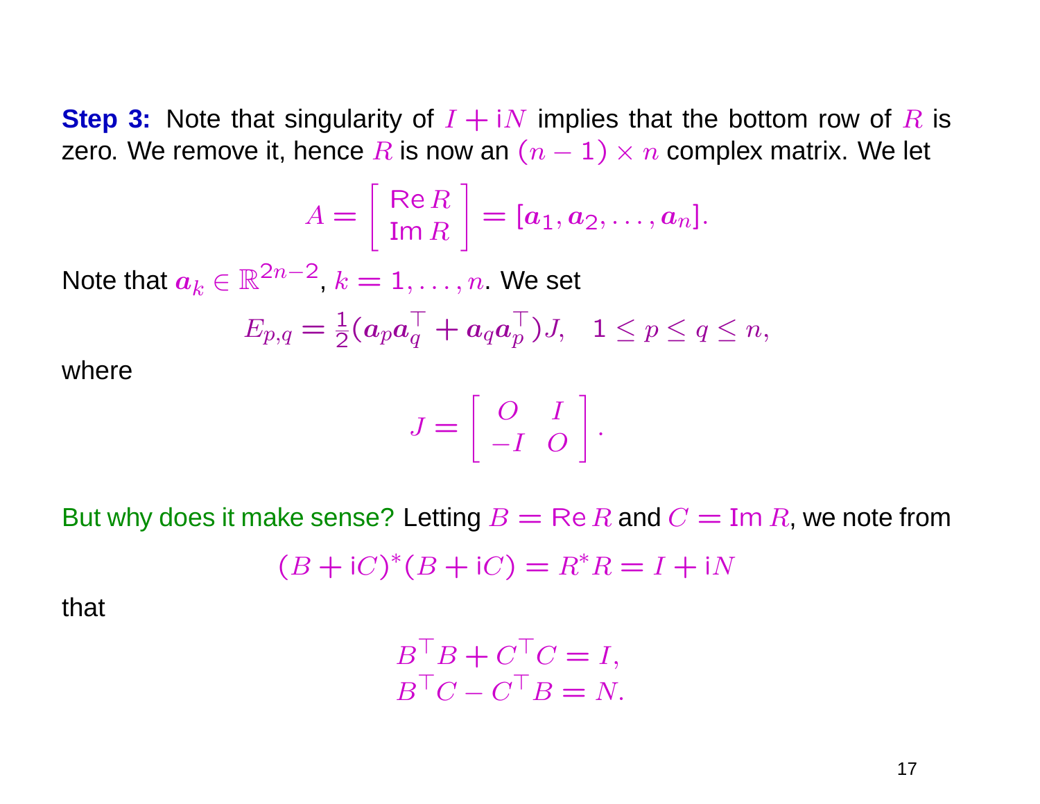**Step 3:** Note that singularity of $I + \mathrm{i}N$ implies that the bottom row of $R$ is zero. We remove it, hence $R$ is now an $(n-1) \times n$ complex matrix. We let

$$A = \begin{bmatrix} \operatorname{Re} R \\ \operatorname{Im} R \end{bmatrix} = [\boldsymbol{a}_1, \boldsymbol{a}_2, \ldots, \boldsymbol{a}_n].$$

Note that $\boldsymbol{a}_k \in \mathbb{R}^{2n-2}$, $k = 1, \ldots, n$. We set

$$E_{p,q} = \tfrac{1}{2}(\boldsymbol{a}_p \boldsymbol{a}_q^\top + \boldsymbol{a}_q \boldsymbol{a}_p^\top) J, \quad 1 \le p \le q \le n,$$

where

$$J = \begin{bmatrix} O & I \\ -I & O \end{bmatrix}.$$

But why does it make sense? Letting $B = \operatorname{Re} R$ and $C = \operatorname{Im} R$, we note from

$$(B + \mathrm{i}C)^*(B + \mathrm{i}C) = R^* R = I + \mathrm{i}N$$

that

$$\begin{aligned} B^\top B + C^\top C &= I, \\ B^\top C - C^\top B &= N. \end{aligned}$$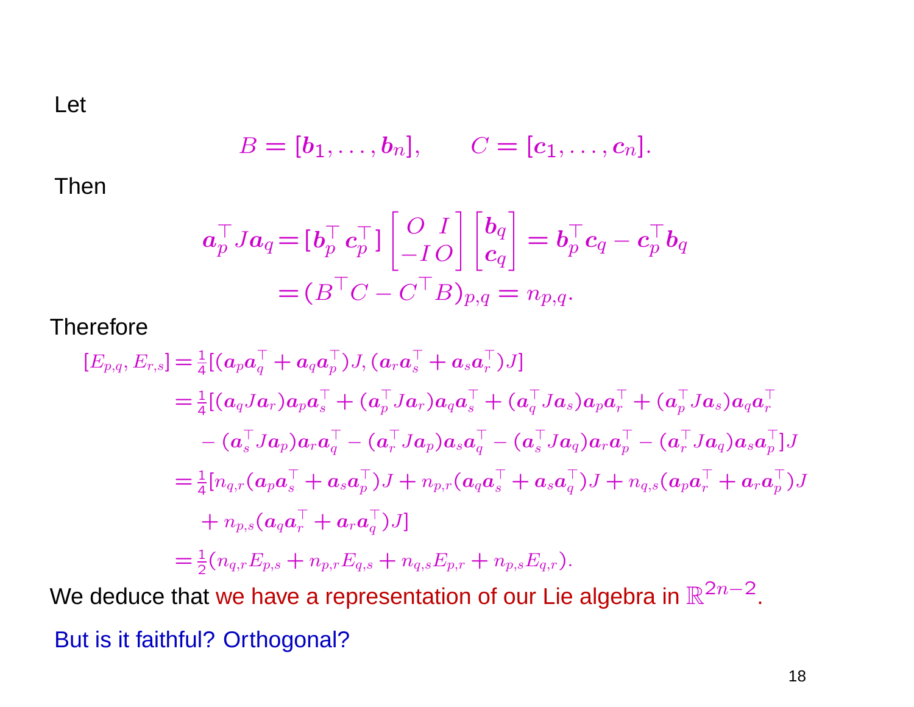Let

$$B = [\boldsymbol{b}_1, \ldots, \boldsymbol{b}_n], \qquad C = [\boldsymbol{c}_1, \ldots, \boldsymbol{c}_n].$$

Then

$$\begin{aligned}
\boldsymbol{a}_p^\top J \boldsymbol{a}_q &= [\boldsymbol{b}_p^\top \, \boldsymbol{c}_p^\top] \begin{bmatrix} O & I \\ -I & O \end{bmatrix} \begin{bmatrix} \boldsymbol{b}_q \\ \boldsymbol{c}_q \end{bmatrix} = \boldsymbol{b}_p^\top \boldsymbol{c}_q - \boldsymbol{c}_p^\top \boldsymbol{b}_q \\
&= (B^\top C - C^\top B)_{p,q} = n_{p,q}.
\end{aligned}$$

Therefore

$$\begin{aligned}
[E_{p,q}, E_{r,s}] &= \tfrac{1}{4}[(\boldsymbol{a}_p \boldsymbol{a}_q^\top + \boldsymbol{a}_q \boldsymbol{a}_p^\top)J, (\boldsymbol{a}_r \boldsymbol{a}_s^\top + \boldsymbol{a}_s \boldsymbol{a}_r^\top)J] \\
&= \tfrac{1}{4}[(\boldsymbol{a}_q J \boldsymbol{a}_r)\boldsymbol{a}_p \boldsymbol{a}_s^\top + (\boldsymbol{a}_p^\top J \boldsymbol{a}_r)\boldsymbol{a}_q \boldsymbol{a}_s^\top + (\boldsymbol{a}_q^\top J \boldsymbol{a}_s)\boldsymbol{a}_p \boldsymbol{a}_r^\top + (\boldsymbol{a}_p^\top J \boldsymbol{a}_s)\boldsymbol{a}_q \boldsymbol{a}_r^\top \\
&\quad - (\boldsymbol{a}_s^\top J \boldsymbol{a}_p)\boldsymbol{a}_r \boldsymbol{a}_q^\top - (\boldsymbol{a}_r^\top J \boldsymbol{a}_p)\boldsymbol{a}_s \boldsymbol{a}_q^\top - (\boldsymbol{a}_s^\top J \boldsymbol{a}_q)\boldsymbol{a}_r \boldsymbol{a}_p^\top - (\boldsymbol{a}_r^\top J \boldsymbol{a}_q)\boldsymbol{a}_s \boldsymbol{a}_p^\top]J \\
&= \tfrac{1}{4}[n_{q,r}(\boldsymbol{a}_p \boldsymbol{a}_s^\top + \boldsymbol{a}_s \boldsymbol{a}_p^\top)J + n_{p,r}(\boldsymbol{a}_q \boldsymbol{a}_s^\top + \boldsymbol{a}_s \boldsymbol{a}_q^\top)J + n_{q,s}(\boldsymbol{a}_p \boldsymbol{a}_r^\top + \boldsymbol{a}_r \boldsymbol{a}_p^\top)J \\
&\quad + n_{p,s}(\boldsymbol{a}_q \boldsymbol{a}_r^\top + \boldsymbol{a}_r \boldsymbol{a}_q^\top)J] \\
&= \tfrac{1}{2}(n_{q,r}E_{p,s} + n_{p,r}E_{q,s} + n_{q,s}E_{p,r} + n_{p,s}E_{q,r}).
\end{aligned}$$

We deduce that we have a representation of our Lie algebra in $\mathbb{R}^{2n-2}$.

But is it faithful? Orthogonal?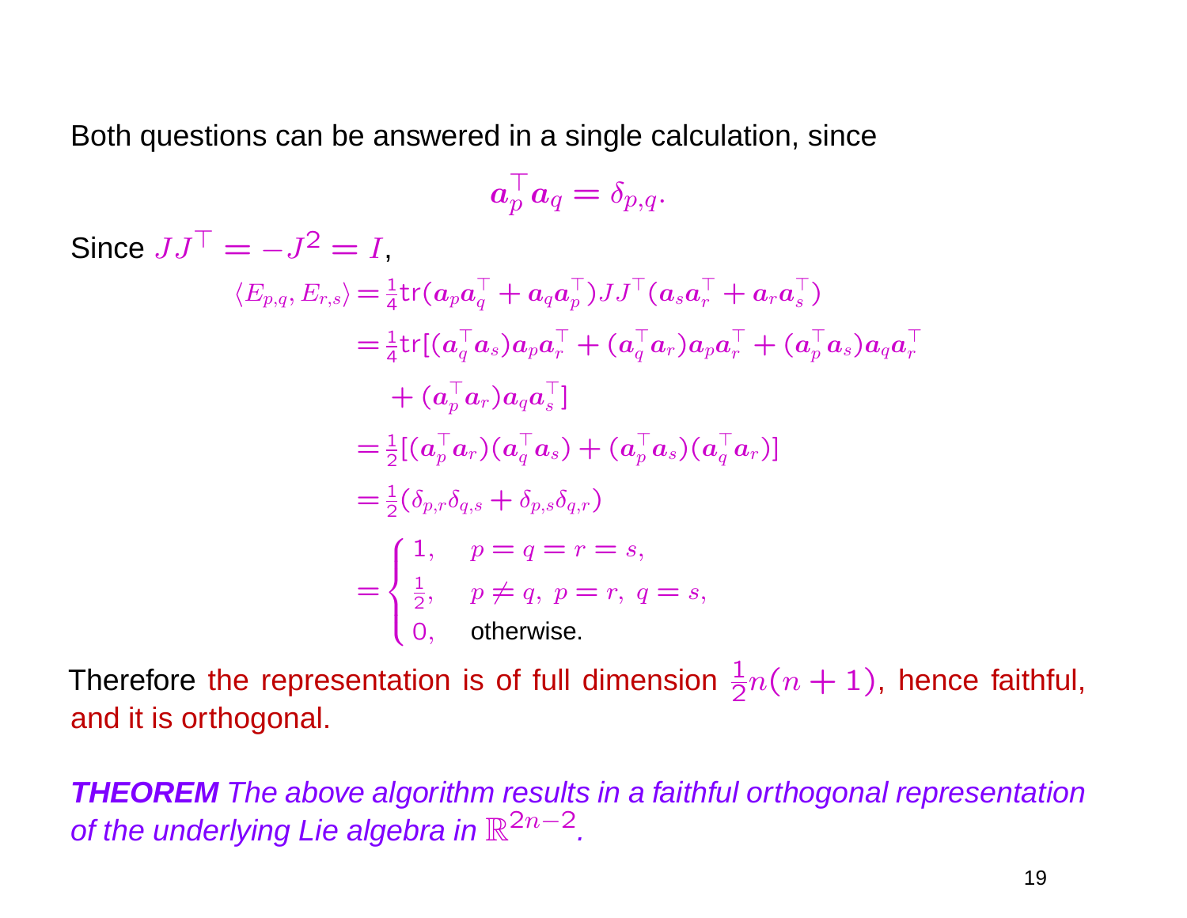Both questions can be answered in a single calculation, since

$$\boldsymbol{a}_p^\top \boldsymbol{a}_q = \delta_{p,q}.$$

Since $JJ^\top = -J^2 = I$,

$$
\begin{aligned}
\langle E_{p,q}, E_{r,s}\rangle &= \tfrac{1}{4}\mathrm{tr}(\boldsymbol{a}_p\boldsymbol{a}_q^\top + \boldsymbol{a}_q\boldsymbol{a}_p^\top)JJ^\top(\boldsymbol{a}_s\boldsymbol{a}_r^\top + \boldsymbol{a}_r\boldsymbol{a}_s^\top) \\
&= \tfrac{1}{4}\mathrm{tr}[(\boldsymbol{a}_q^\top\boldsymbol{a}_s)\boldsymbol{a}_p\boldsymbol{a}_r^\top + (\boldsymbol{a}_q^\top\boldsymbol{a}_r)\boldsymbol{a}_p\boldsymbol{a}_r^\top + (\boldsymbol{a}_p^\top\boldsymbol{a}_s)\boldsymbol{a}_q\boldsymbol{a}_r^\top \\
&\quad + (\boldsymbol{a}_p^\top\boldsymbol{a}_r)\boldsymbol{a}_q\boldsymbol{a}_s^\top] \\
&= \tfrac{1}{2}[(\boldsymbol{a}_p^\top\boldsymbol{a}_r)(\boldsymbol{a}_q^\top\boldsymbol{a}_s) + (\boldsymbol{a}_p^\top\boldsymbol{a}_s)(\boldsymbol{a}_q^\top\boldsymbol{a}_r)] \\
&= \tfrac{1}{2}(\delta_{p,r}\delta_{q,s} + \delta_{p,s}\delta_{q,r}) \\
&= \begin{cases} 1, & p = q = r = s, \\ \tfrac{1}{2}, & p \neq q,\ p = r,\ q = s, \\ 0, & \text{otherwise.} \end{cases}
\end{aligned}
$$

Therefore the representation is of full dimension $\frac{1}{2}n(n+1)$, hence faithful, and it is orthogonal.

***THEOREM*** *The above algorithm results in a faithful orthogonal representation of the underlying Lie algebra in* $\mathbb{R}^{2n-2}$*.*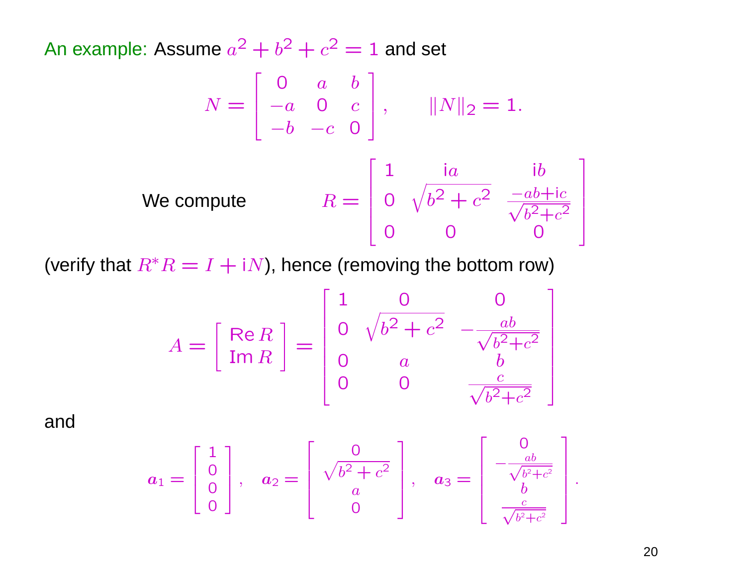An example: Assume $a^2 + b^2 + c^2 = 1$ and set

$$N = \begin{bmatrix} 0 & a & b \\ -a & 0 & c \\ -b & -c & 0 \end{bmatrix}, \qquad \|N\|_2 = 1.$$

We compute

$$R = \begin{bmatrix} 1 & \mathrm{i}a & \mathrm{i}b \\ 0 & \sqrt{b^2+c^2} & \frac{-ab+\mathrm{i}c}{\sqrt{b^2+c^2}} \\ 0 & 0 & 0 \end{bmatrix}$$

(verify that $R^*R = I + \mathrm{i}N$), hence (removing the bottom row)

$$A = \begin{bmatrix} \operatorname{Re} R \\ \operatorname{Im} R \end{bmatrix} = \begin{bmatrix} 1 & 0 & 0 \\ 0 & \sqrt{b^2+c^2} & -\frac{ab}{\sqrt{b^2+c^2}} \\ 0 & a & b \\ 0 & 0 & \frac{c}{\sqrt{b^2+c^2}} \end{bmatrix}$$

and

$$\boldsymbol{a}_1 = \begin{bmatrix} 1 \\ 0 \\ 0 \\ 0 \end{bmatrix}, \quad \boldsymbol{a}_2 = \begin{bmatrix} 0 \\ \sqrt{b^2+c^2} \\ a \\ 0 \end{bmatrix}, \quad \boldsymbol{a}_3 = \begin{bmatrix} 0 \\ -\frac{ab}{\sqrt{b^2+c^2}} \\ b \\ \frac{c}{\sqrt{b^2+c^2}} \end{bmatrix}.$$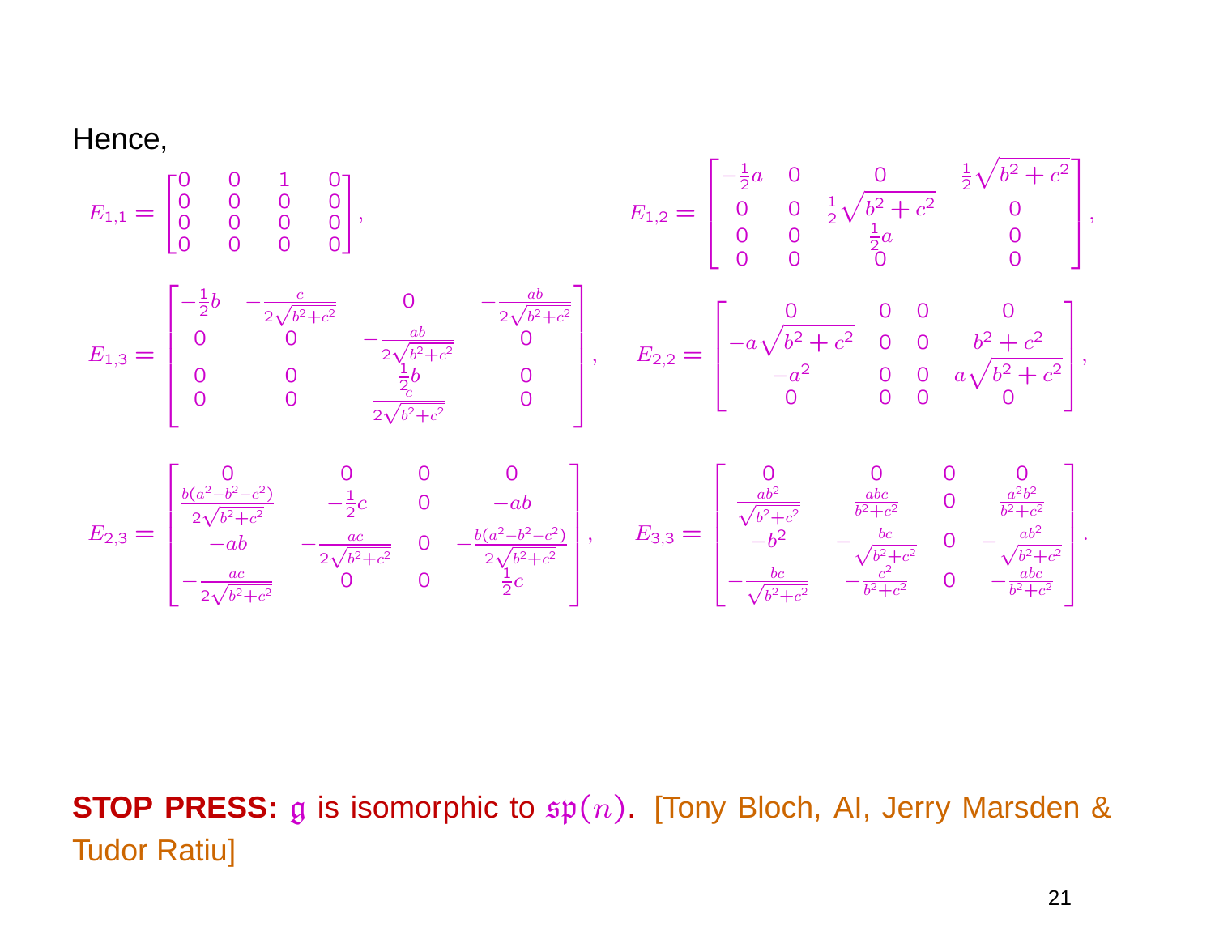Hence,

$$E_{1,1} = \begin{bmatrix} 0 & 0 & 1 & 0 \\ 0 & 0 & 0 & 0 \\ 0 & 0 & 0 & 0 \\ 0 & 0 & 0 & 0 \end{bmatrix}, \qquad E_{1,2} = \begin{bmatrix} -\frac{1}{2}a & 0 & 0 & \frac{1}{2}\sqrt{b^2+c^2} \\ 0 & 0 & \frac{1}{2}\sqrt{b^2+c^2} & 0 \\ 0 & 0 & \frac{1}{2}a & 0 \\ 0 & 0 & 0 & 0 \end{bmatrix},$$

$$E_{1,3} = \begin{bmatrix} -\frac{1}{2}b & -\frac{c}{2\sqrt{b^2+c^2}} & 0 & -\frac{ab}{2\sqrt{b^2+c^2}} \\ 0 & 0 & -\frac{ab}{2\sqrt{b^2+c^2}} & 0 \\ 0 & 0 & \frac{1}{2}b & 0 \\ 0 & 0 & \frac{c}{2\sqrt{b^2+c^2}} & 0 \end{bmatrix}, \qquad E_{2,2} = \begin{bmatrix} 0 & 0 & 0 & 0 \\ -a\sqrt{b^2+c^2} & 0 & 0 & b^2+c^2 \\ -a^2 & 0 & 0 & a\sqrt{b^2+c^2} \\ 0 & 0 & 0 & 0 \end{bmatrix},$$

$$E_{2,3} = \begin{bmatrix} 0 & 0 & 0 & 0 \\ \frac{b(a^2-b^2-c^2)}{2\sqrt{b^2+c^2}} & -\frac{1}{2}c & 0 & -ab \\ -ab & -\frac{ac}{2\sqrt{b^2+c^2}} & 0 & -\frac{b(a^2-b^2-c^2)}{2\sqrt{b^2+c^2}} \\ -\frac{ac}{2\sqrt{b^2+c^2}} & 0 & 0 & \frac{1}{2}c \end{bmatrix}, \qquad E_{3,3} = \begin{bmatrix} 0 & 0 & 0 & 0 \\ \frac{ab^2}{\sqrt{b^2+c^2}} & \frac{abc}{b^2+c^2} & 0 & \frac{a^2b^2}{b^2+c^2} \\ -b^2 & -\frac{bc}{\sqrt{b^2+c^2}} & 0 & -\frac{ab^2}{\sqrt{b^2+c^2}} \\ -\frac{bc}{\sqrt{b^2+c^2}} & -\frac{c^2}{b^2+c^2} & 0 & -\frac{abc}{b^2+c^2} \end{bmatrix}.$$

**STOP PRESS:** $\mathfrak{g}$ is isomorphic to $\mathfrak{sp}(n)$. [Tony Bloch, AI, Jerry Marsden & Tudor Ratiu]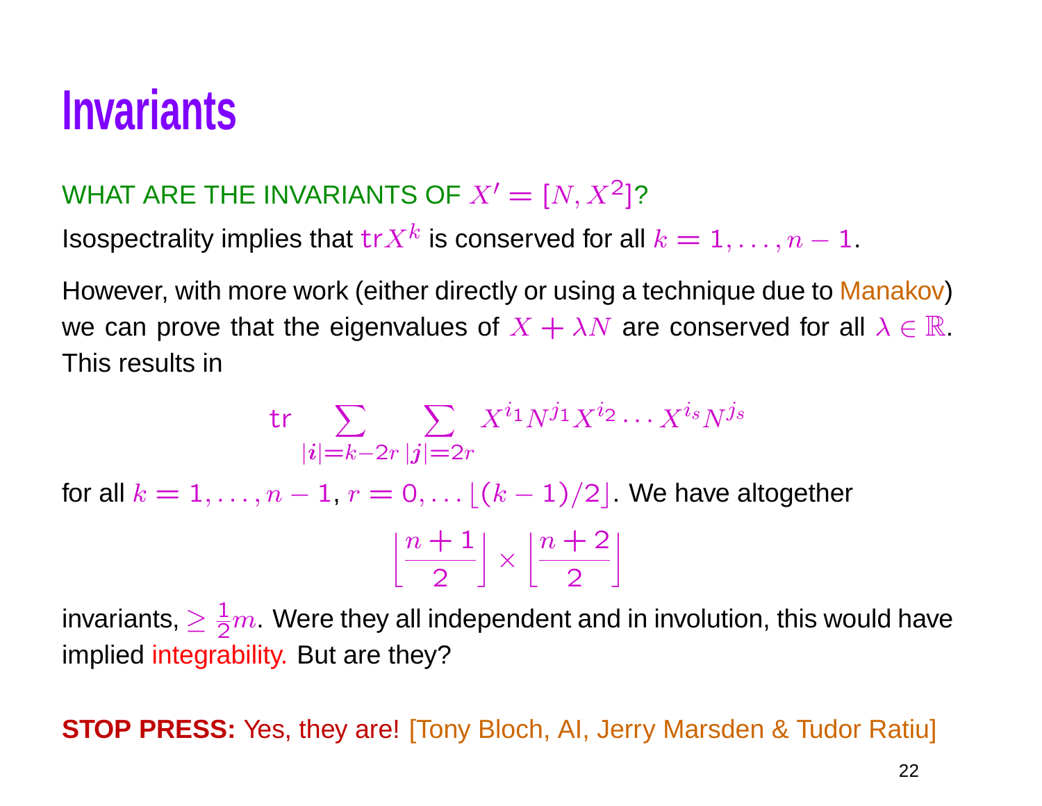# Invariants

WHAT ARE THE INVARIANTS OF $X' = [N, X^2]$?

Isospectrality implies that $\mathrm{tr} X^k$ is conserved for all $k = 1, \ldots, n-1$.

However, with more work (either directly or using a technique due to Manakov) we can prove that the eigenvalues of $X + \lambda N$ are conserved for all $\lambda \in \mathbb{R}$. This results in

$$\mathrm{tr} \sum_{|\boldsymbol{i}|=k-2r} \sum_{|\boldsymbol{j}|=2r} X^{i_1} N^{j_1} X^{i_2} \cdots X^{i_s} N^{j_s}$$

for all $k = 1, \ldots, n-1$, $r = 0, \ldots \lfloor (k-1)/2 \rfloor$. We have altogether

$$\left\lfloor \frac{n+1}{2} \right\rfloor \times \left\lfloor \frac{n+2}{2} \right\rfloor$$

invariants, $\geq \frac{1}{2}m$. Were they all independent and in involution, this would have implied integrability. But are they?

**STOP PRESS:** Yes, they are! [Tony Bloch, AI, Jerry Marsden & Tudor Ratiu]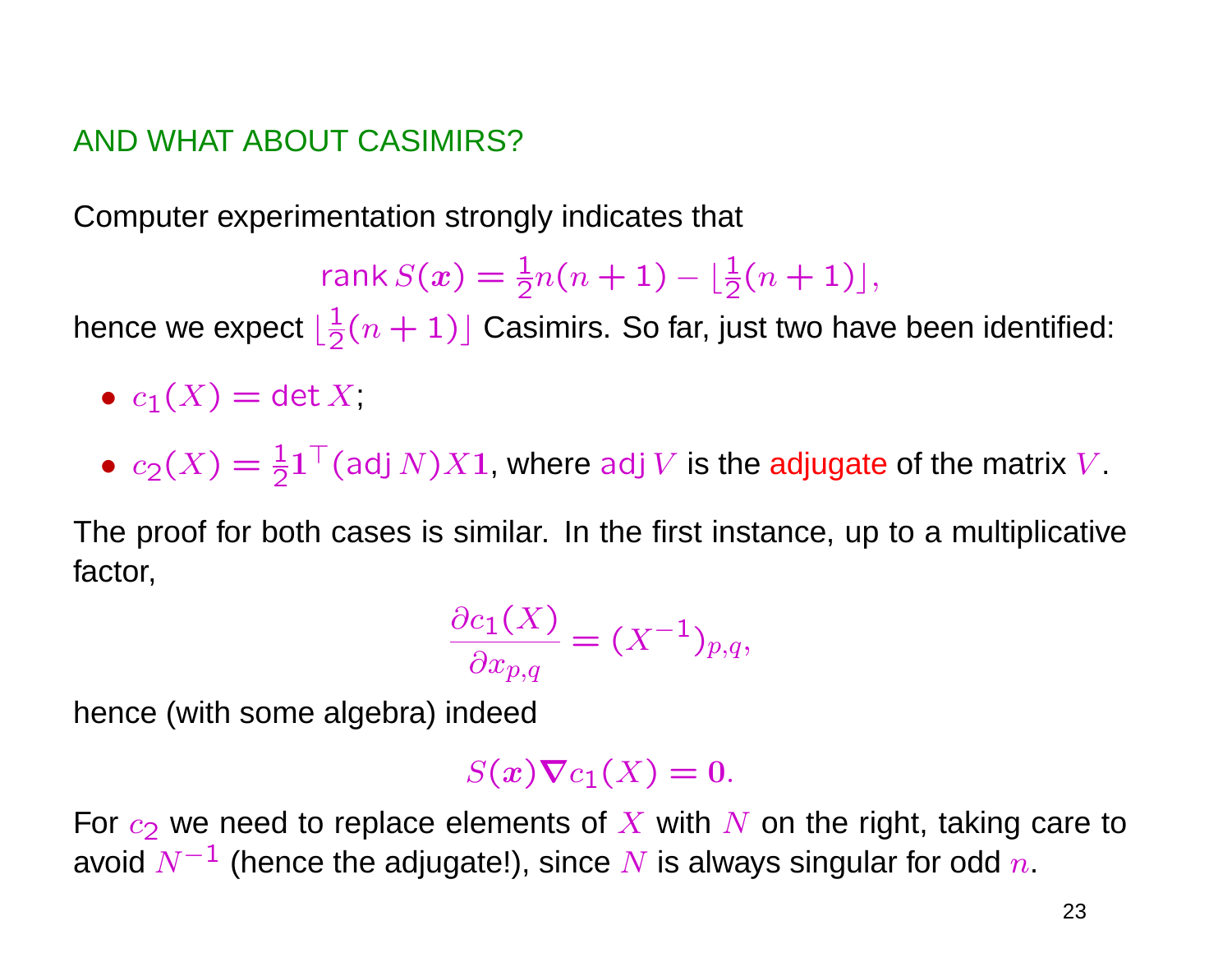## AND WHAT ABOUT CASIMIRS?

Computer experimentation strongly indicates that

$$\operatorname{rank} S(\boldsymbol{x}) = \tfrac{1}{2}n(n+1) - \lfloor \tfrac{1}{2}(n+1) \rfloor,$$

hence we expect $\lfloor \frac{1}{2}(n+1) \rfloor$ Casimirs. So far, just two have been identified:

- $c_1(X) = \det X$;
- $c_2(X) = \frac{1}{2}\mathbf{1}^\top(\operatorname{adj} N)X\mathbf{1}$, where $\operatorname{adj} V$ is the adjugate of the matrix $V$.

The proof for both cases is similar. In the first instance, up to a multiplicative factor,

$$\frac{\partial c_1(X)}{\partial x_{p,q}} = (X^{-1})_{p,q},$$

hence (with some algebra) indeed

$$S(\boldsymbol{x})\boldsymbol{\nabla} c_1(X) = \mathbf{0}.$$

For $c_2$ we need to replace elements of $X$ with $N$ on the right, taking care to avoid $N^{-1}$ (hence the adjugate!), since $N$ is always singular for odd $n$.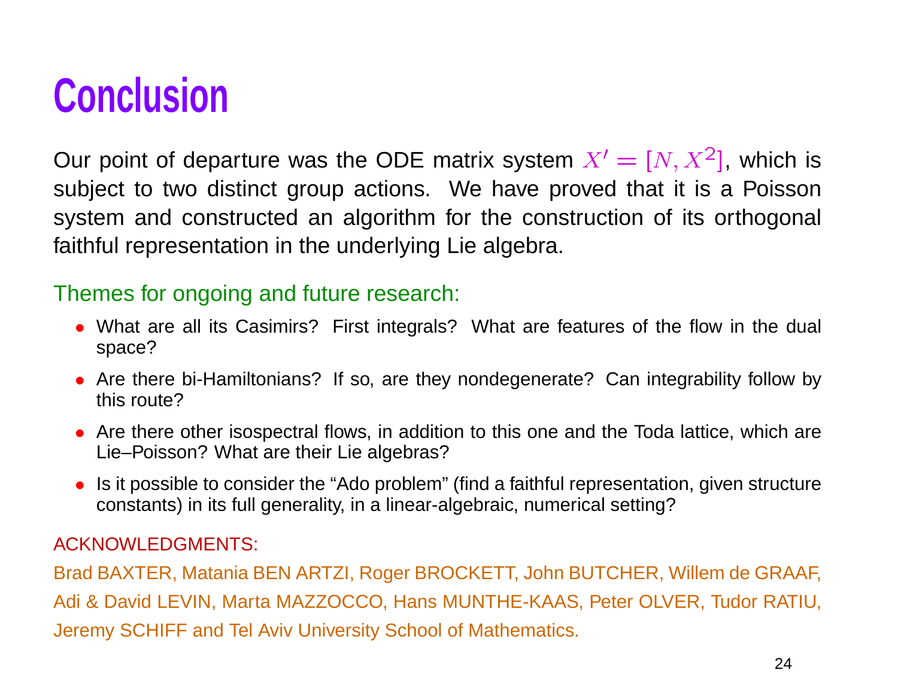# Conclusion

Our point of departure was the ODE matrix system $X' = [N, X^2]$, which is subject to two distinct group actions. We have proved that it is a Poisson system and constructed an algorithm for the construction of its orthogonal faithful representation in the underlying Lie algebra.

Themes for ongoing and future research:

- What are all its Casimirs? First integrals? What are features of the flow in the dual space?
- Are there bi-Hamiltonians? If so, are they nondegenerate? Can integrability follow by this route?
- Are there other isospectral flows, in addition to this one and the Toda lattice, which are Lie–Poisson? What are their Lie algebras?
- Is it possible to consider the "Ado problem" (find a faithful representation, given structure constants) in its full generality, in a linear-algebraic, numerical setting?

ACKNOWLEDGMENTS:

Brad BAXTER, Matania BEN ARTZI, Roger BROCKETT, John BUTCHER, Willem de GRAAF, Adi & David LEVIN, Marta MAZZOCCO, Hans MUNTHE-KAAS, Peter OLVER, Tudor RATIU, Jeremy SCHIFF and Tel Aviv University School of Mathematics.